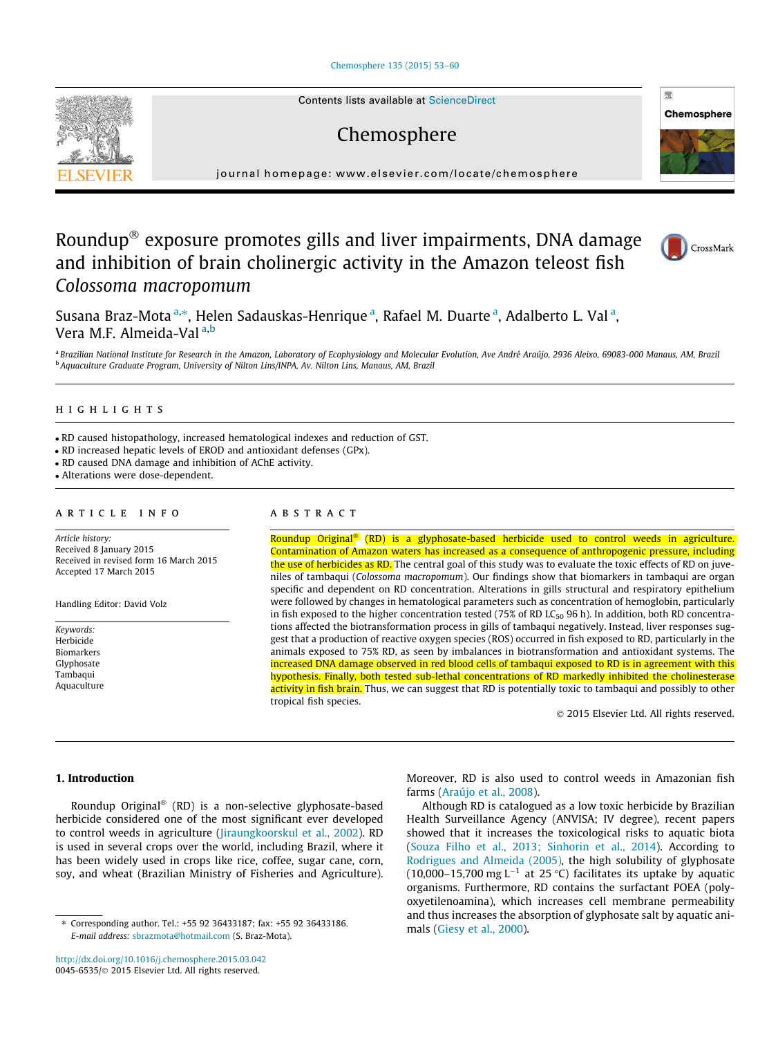# Roundup® exposure promotes gills and liver impairments, DNA damage and inhibition of brain cholinergic activity in the Amazon teleost fish *Colossoma macropomum*

Susana Braz-Mota [a,*], Helen Sadauskas-Henrique [a], Rafael M. Duarte [a], Adalberto L. Val [a], Vera M.F. Almeida-Val [a,b]

[a] Brazilian National Institute for Research in the Amazon, Laboratory of Ecophysiology and Molecular Evolution, Ave André Araújo, 2936 Aleixo, 69083-000 Manaus, AM, Brazil

[b] Aquaculture Graduate Program, University of Nilton Lins/INPA, Av. Nilton Lins, Manaus, AM, Brazil

## HIGHLIGHTS

- RD caused histopathology, increased hematological indexes and reduction of GST.
- RD increased hepatic levels of EROD and antioxidant defenses (GPx).
- RD caused DNA damage and inhibition of AChE activity.
- Alterations were dose-dependent.

## ARTICLE INFO

*Article history:*
Received 8 January 2015
Received in revised form 16 March 2015
Accepted 17 March 2015

Handling Editor: David Volz

*Keywords:*
Herbicide
Biomarkers
Glyphosate
Tambaqui
Aquaculture

## ABSTRACT

Roundup Original® (RD) is a glyphosate-based herbicide used to control weeds in agriculture. Contamination of Amazon waters has increased as a consequence of anthropogenic pressure, including the use of herbicides as RD. The central goal of this study was to evaluate the toxic effects of RD on juveniles of tambaqui (*Colossoma macropomum*). Our findings show that biomarkers in tambaqui are organ specific and dependent on RD concentration. Alterations in gills structural and respiratory epithelium were followed by changes in hematological parameters such as concentration of hemoglobin, particularly in fish exposed to the higher concentration tested (75% of RD $LC_{50}$ 96 h). In addition, both RD concentrations affected the biotransformation process in gills of tambaqui negatively. Instead, liver responses suggest that a production of reactive oxygen species (ROS) occurred in fish exposed to RD, particularly in the animals exposed to 75% RD, as seen by imbalances in biotransformation and antioxidant systems. The increased DNA damage observed in red blood cells of tambaqui exposed to RD is in agreement with this hypothesis. Finally, both tested sub-lethal concentrations of RD markedly inhibited the cholinesterase activity in fish brain. Thus, we can suggest that RD is potentially toxic to tambaqui and possibly to other tropical fish species.

© 2015 Elsevier Ltd. All rights reserved.

## 1. Introduction

Roundup Original® (RD) is a non-selective glyphosate-based herbicide considered one of the most significant ever developed to control weeds in agriculture (Jiraungkoorskul et al., 2002). RD is used in several crops over the world, including Brazil, where it has been widely used in crops like rice, coffee, sugar cane, corn, soy, and wheat (Brazilian Ministry of Fisheries and Agriculture). Moreover, RD is also used to control weeds in Amazonian fish farms (Araújo et al., 2008).

Although RD is catalogued as a low toxic herbicide by Brazilian Health Surveillance Agency (ANVISA; IV degree), recent papers showed that it increases the toxicological risks to aquatic biota (Souza Filho et al., 2013; Sinhorin et al., 2014). According to Rodrigues and Almeida (2005), the high solubility of glyphosate (10,000–15,700 mg $L^{-1}$ at 25 °C) facilitates its uptake by aquatic organisms. Furthermore, RD contains the surfactant POEA (polyoxyetilenoamina), which increases cell membrane permeability and thus increases the absorption of glyphosate salt by aquatic animals (Giesy et al., 2000).

* Corresponding author. Tel.: +55 92 36433187; fax: +55 92 36433186.
*E-mail address:* sbrazmota@hotmail.com (S. Braz-Mota).

http://dx.doi.org/10.1016/j.chemosphere.2015.03.042
0045-6535/© 2015 Elsevier Ltd. All rights reserved.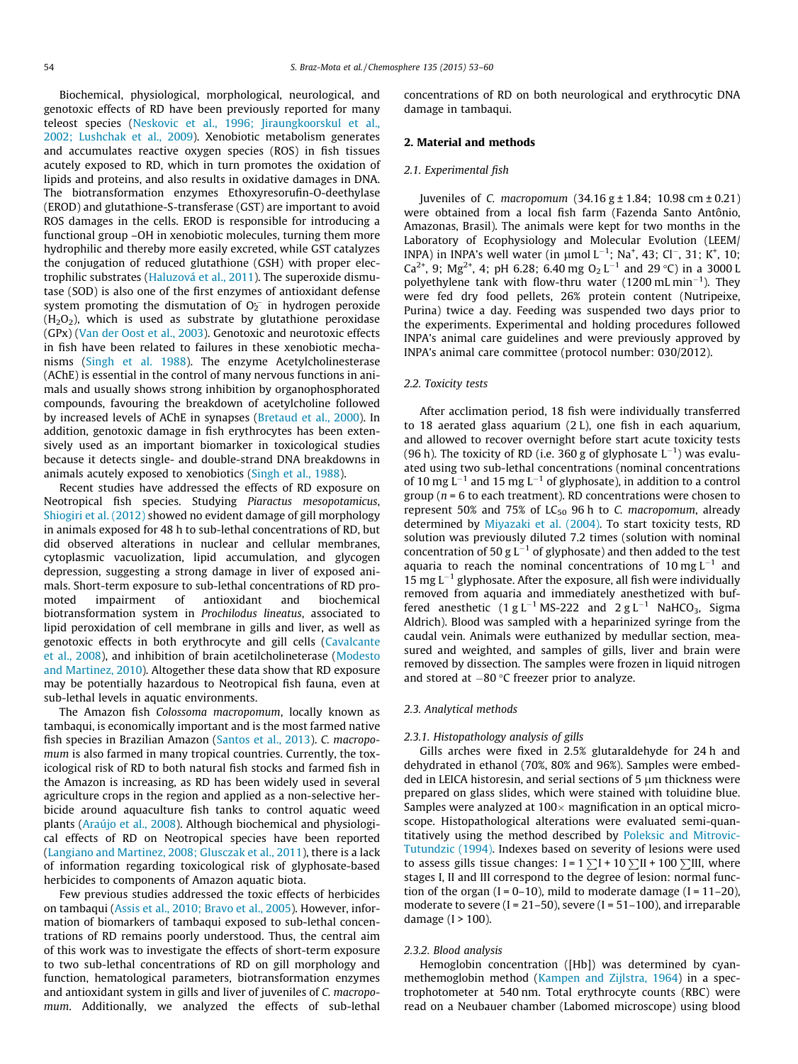Biochemical, physiological, morphological, neurological, and genotoxic effects of RD have been previously reported for many teleost species (Neskovic et al., 1996; Jiraungkoorskul et al., 2002; Lushchak et al., 2009). Xenobiotic metabolism generates and accumulates reactive oxygen species (ROS) in fish tissues acutely exposed to RD, which in turn promotes the oxidation of lipids and proteins, and also results in oxidative damages in DNA. The biotransformation enzymes Ethoxyresorufin-O-deethylase (EROD) and glutathione-S-transferase (GST) are important to avoid ROS damages in the cells. EROD is responsible for introducing a functional group –OH in xenobiotic molecules, turning them more hydrophilic and thereby more easily excreted, while GST catalyzes the conjugation of reduced glutathione (GSH) with proper electrophilic substrates (Haluzová et al., 2011). The superoxide dismutase (SOD) is also one of the first enzymes of antioxidant defense system promoting the dismutation of $O_2^-$ in hydrogen peroxide ($H_2O_2$), which is used as substrate by glutathione peroxidase (GPx) (Van der Oost et al., 2003). Genotoxic and neurotoxic effects in fish have been related to failures in these xenobiotic mechanisms (Singh et al. 1988). The enzyme Acetylcholinesterase (AChE) is essential in the control of many nervous functions in animals and usually shows strong inhibition by organophosphorated compounds, favouring the breakdown of acetylcholine followed by increased levels of AChE in synapses (Bretaud et al., 2000). In addition, genotoxic damage in fish erythrocytes has been extensively used as an important biomarker in toxicological studies because it detects single- and double-strand DNA breakdowns in animals acutely exposed to xenobiotics (Singh et al., 1988).

Recent studies have addressed the effects of RD exposure on Neotropical fish species. Studying *Piaractus mesopotamicus*, Shiogiri et al. (2012) showed no evident damage of gill morphology in animals exposed for 48 h to sub-lethal concentrations of RD, but did observed alterations in nuclear and cellular membranes, cytoplasmic vacuolization, lipid accumulation, and glycogen depression, suggesting a strong damage in liver of exposed animals. Short-term exposure to sub-lethal concentrations of RD promoted impairment of antioxidant and biochemical biotransformation system in *Prochilodus lineatus*, associated to lipid peroxidation of cell membrane in gills and liver, as well as genotoxic effects in both erythrocyte and gill cells (Cavalcante et al., 2008), and inhibition of brain acetilcholineterase (Modesto and Martinez, 2010). Altogether these data show that RD exposure may be potentially hazardous to Neotropical fish fauna, even at sub-lethal levels in aquatic environments.

The Amazon fish *Colossoma macropomum*, locally known as tambaqui, is economically important and is the most farmed native fish species in Brazilian Amazon (Santos et al., 2013). *C. macropomum* is also farmed in many tropical countries. Currently, the toxicological risk of RD to both natural fish stocks and farmed fish in the Amazon is increasing, as RD has been widely used in several agriculture crops in the region and applied as a non-selective herbicide around aquaculture fish tanks to control aquatic weed plants (Araújo et al., 2008). Although biochemical and physiological effects of RD on Neotropical species have been reported (Langiano and Martinez, 2008; Glusczak et al., 2011), there is a lack of information regarding toxicological risk of glyphosate-based herbicides to components of Amazon aquatic biota.

Few previous studies addressed the toxic effects of herbicides on tambaqui (Assis et al., 2010; Bravo et al., 2005). However, information of biomarkers of tambaqui exposed to sub-lethal concentrations of RD remains poorly understood. Thus, the central aim of this work was to investigate the effects of short-term exposure to two sub-lethal concentrations of RD on gill morphology and function, hematological parameters, biotransformation enzymes and antioxidant system in gills and liver of juveniles of *C. macropomum*. Additionally, we analyzed the effects of sub-lethal concentrations of RD on both neurological and erythrocytic DNA damage in tambaqui.

## 2. Material and methods

### 2.1. Experimental fish

Juveniles of *C. macropomum* (34.16 g ± 1.84; 10.98 cm ± 0.21) were obtained from a local fish farm (Fazenda Santo Antônio, Amazonas, Brasil). The animals were kept for two months in the Laboratory of Ecophysiology and Molecular Evolution (LEEM/INPA) in INPA's well water (in μmol $L^{-1}$; $Na^+$, 43; $Cl^-$, 31; $K^+$, 10; $Ca^{2+}$, 9; $Mg^{2+}$, 4; pH 6.28; 6.40 mg $O_2$ $L^{-1}$ and 29 °C) in a 3000 L polyethylene tank with flow-thru water (1200 mL $min^{-1}$). They were fed dry food pellets, 26% protein content (Nutripeixe, Purina) twice a day. Feeding was suspended two days prior to the experiments. Experimental and holding procedures followed INPA's animal care guidelines and were previously approved by INPA's animal care committee (protocol number: 030/2012).

### 2.2. Toxicity tests

After acclimation period, 18 fish were individually transferred to 18 aerated glass aquarium (2 L), one fish in each aquarium, and allowed to recover overnight before start acute toxicity tests (96 h). The toxicity of RD (i.e. 360 g of glyphosate $L^{-1}$) was evaluated using two sub-lethal concentrations (nominal concentrations of 10 mg $L^{-1}$ and 15 mg $L^{-1}$ of glyphosate), in addition to a control group ($n$ = 6 to each treatment). RD concentrations were chosen to represent 50% and 75% of $LC_{50}$ 96 h to *C. macropomum*, already determined by Miyazaki et al. (2004). To start toxicity tests, RD solution was previously diluted 7.2 times (solution with nominal concentration of 50 g $L^{-1}$ of glyphosate) and then added to the test aquaria to reach the nominal concentrations of 10 mg $L^{-1}$ and 15 mg $L^{-1}$ glyphosate. After the exposure, all fish were individually removed from aquaria and immediately anesthetized with buffered anesthetic (1 g $L^{-1}$ MS-222 and 2 g $L^{-1}$ $NaHCO_3$, Sigma Aldrich). Blood was sampled with a heparinized syringe from the caudal vein. Animals were euthanized by medullar section, measured and weighted, and samples of gills, liver and brain were removed by dissection. The samples were frozen in liquid nitrogen and stored at −80 °C freezer prior to analyze.

### 2.3. Analytical methods

#### 2.3.1. Histopathology analysis of gills

Gills arches were fixed in 2.5% glutaraldehyde for 24 h and dehydrated in ethanol (70%, 80% and 96%). Samples were embedded in LEICA historesin, and serial sections of 5 μm thickness were prepared on glass slides, which were stained with toluidine blue. Samples were analyzed at 100× magnification in an optical microscope. Histopathological alterations were evaluated semi-quantitatively using the method described by Poleksic and Mitrovic-Tutundzic (1994). Indexes based on severity of lesions were used to assess gills tissue changes: $I = 1\sum I + 10\sum II + 100\sum III$, where stages I, II and III correspond to the degree of lesion: normal function of the organ (I = 0–10), mild to moderate damage (I = 11–20), moderate to severe (I = 21–50), severe (I = 51–100), and irreparable damage (I > 100).

#### 2.3.2. Blood analysis

Hemoglobin concentration ([Hb]) was determined by cyanmethemoglobin method (Kampen and Zijlstra, 1964) in a spectrophotometer at 540 nm. Total erythrocyte counts (RBC) were read on a Neubauer chamber (Labomed microscope) using blood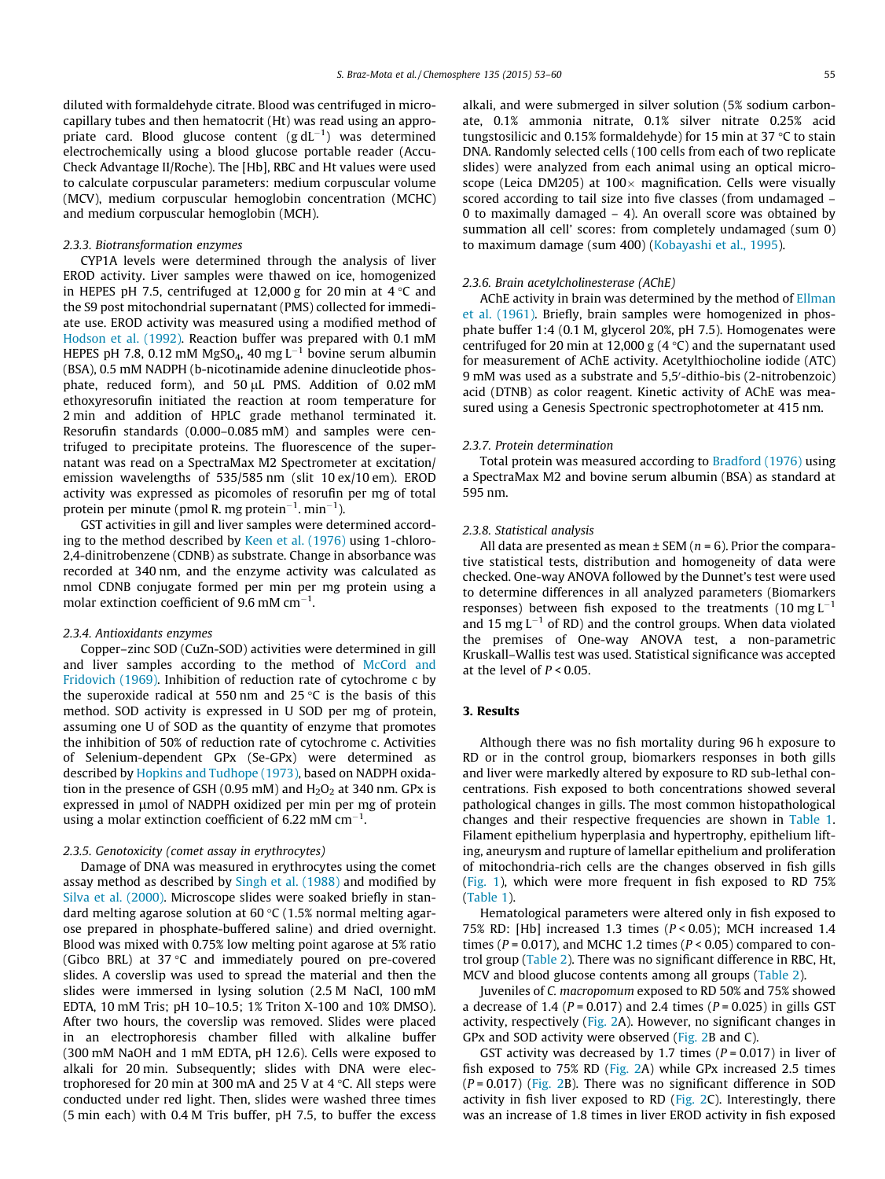diluted with formaldehyde citrate. Blood was centrifuged in microcapillary tubes and then hematocrit (Ht) was read using an appropriate card. Blood glucose content ($g\,dL^{-1}$) was determined electrochemically using a blood glucose portable reader (Accu-Check Advantage II/Roche). The [Hb], RBC and Ht values were used to calculate corpuscular parameters: medium corpuscular volume (MCV), medium corpuscular hemoglobin concentration (MCHC) and medium corpuscular hemoglobin (MCH).

### 2.3.3. Biotransformation enzymes

CYP1A levels were determined through the analysis of liver EROD activity. Liver samples were thawed on ice, homogenized in HEPES pH 7.5, centrifuged at 12,000 g for 20 min at 4 °C and the S9 post mitochondrial supernatant (PMS) collected for immediate use. EROD activity was measured using a modified method of Hodson et al. (1992). Reaction buffer was prepared with 0.1 mM HEPES pH 7.8, 0.12 mM $MgSO_4$, 40 mg $L^{-1}$ bovine serum albumin (BSA), 0.5 mM NADPH (b-nicotinamide adenine dinucleotide phosphate, reduced form), and 50 µL PMS. Addition of 0.02 mM ethoxyresorufin initiated the reaction at room temperature for 2 min and addition of HPLC grade methanol terminated it. Resorufin standards (0.000–0.085 mM) and samples were centrifuged to precipitate proteins. The fluorescence of the supernatant was read on a SpectraMax M2 Spectrometer at excitation/emission wavelengths of 535/585 nm (slit 10 ex/10 em). EROD activity was expressed as picomoles of resorufin per mg of total protein per minute (pmol R. mg $protein^{-1}$. $min^{-1}$).

GST activities in gill and liver samples were determined according to the method described by Keen et al. (1976) using 1-chloro-2,4-dinitrobenzene (CDNB) as substrate. Change in absorbance was recorded at 340 nm, and the enzyme activity was calculated as nmol CDNB conjugate formed per min per mg protein using a molar extinction coefficient of 9.6 mM $cm^{-1}$.

### 2.3.4. Antioxidants enzymes

Copper–zinc SOD (CuZn-SOD) activities were determined in gill and liver samples according to the method of McCord and Fridovich (1969). Inhibition of reduction rate of cytochrome c by the superoxide radical at 550 nm and 25 °C is the basis of this method. SOD activity is expressed in U SOD per mg of protein, assuming one U of SOD as the quantity of enzyme that promotes the inhibition of 50% of reduction rate of cytochrome c. Activities of Selenium-dependent GPx (Se-GPx) were determined as described by Hopkins and Tudhope (1973), based on NADPH oxidation in the presence of GSH (0.95 mM) and $H_2O_2$ at 340 nm. GPx is expressed in µmol of NADPH oxidized per min per mg of protein using a molar extinction coefficient of 6.22 mM $cm^{-1}$.

### 2.3.5. Genotoxicity (comet assay in erythrocytes)

Damage of DNA was measured in erythrocytes using the comet assay method as described by Singh et al. (1988) and modified by Silva et al. (2000). Microscope slides were soaked briefly in standard melting agarose solution at 60 °C (1.5% normal melting agarose prepared in phosphate-buffered saline) and dried overnight. Blood was mixed with 0.75% low melting point agarose at 5% ratio (Gibco BRL) at 37 °C and immediately poured on pre-covered slides. A coverslip was used to spread the material and then the slides were immersed in lysing solution (2.5 M NaCl, 100 mM EDTA, 10 mM Tris; pH 10–10.5; 1% Triton X-100 and 10% DMSO). After two hours, the coverslip was removed. Slides were placed in an electrophoresis chamber filled with alkaline buffer (300 mM NaOH and 1 mM EDTA, pH 12.6). Cells were exposed to alkali for 20 min. Subsequently; slides with DNA were electrophoresed for 20 min at 300 mA and 25 V at 4 °C. All steps were conducted under red light. Then, slides were washed three times (5 min each) with 0.4 M Tris buffer, pH 7.5, to buffer the excess alkali, and were submerged in silver solution (5% sodium carbonate, 0.1% ammonia nitrate, 0.1% silver nitrate 0.25% acid tungstosilicic and 0.15% formaldehyde) for 15 min at 37 °C to stain DNA. Randomly selected cells (100 cells from each of two replicate slides) were analyzed from each animal using an optical microscope (Leica DM205) at 100× magnification. Cells were visually scored according to tail size into five classes (from undamaged – 0 to maximally damaged – 4). An overall score was obtained by summation all cell' scores: from completely undamaged (sum 0) to maximum damage (sum 400) (Kobayashi et al., 1995).

### 2.3.6. Brain acetylcholinesterase (AChE)

AChE activity in brain was determined by the method of Ellman et al. (1961). Briefly, brain samples were homogenized in phosphate buffer 1:4 (0.1 M, glycerol 20%, pH 7.5). Homogenates were centrifuged for 20 min at 12,000 g (4 °C) and the supernatant used for measurement of AChE activity. Acetylthiocholine iodide (ATC) 9 mM was used as a substrate and 5,5′-dithio-bis (2-nitrobenzoic) acid (DTNB) as color reagent. Kinetic activity of AChE was measured using a Genesis Spectronic spectrophotometer at 415 nm.

### 2.3.7. Protein determination

Total protein was measured according to Bradford (1976) using a SpectraMax M2 and bovine serum albumin (BSA) as standard at 595 nm.

### 2.3.8. Statistical analysis

All data are presented as mean ± SEM ($n = 6$). Prior the comparative statistical tests, distribution and homogeneity of data were checked. One-way ANOVA followed by the Dunnet's test were used to determine differences in all analyzed parameters (Biomarkers responses) between fish exposed to the treatments (10 mg $L^{-1}$ and 15 mg $L^{-1}$ of RD) and the control groups. When data violated the premises of One-way ANOVA test, a non-parametric Kruskall–Wallis test was used. Statistical significance was accepted at the level of $P < 0.05$.

## 3. Results

Although there was no fish mortality during 96 h exposure to RD or in the control group, biomarkers responses in both gills and liver were markedly altered by exposure to RD sub-lethal concentrations. Fish exposed to both concentrations showed several pathological changes in gills. The most common histopathological changes and their respective frequencies are shown in Table 1. Filament epithelium hyperplasia and hypertrophy, epithelium lifting, aneurysm and rupture of lamellar epithelium and proliferation of mitochondria-rich cells are the changes observed in fish gills (Fig. 1), which were more frequent in fish exposed to RD 75% (Table 1).

Hematological parameters were altered only in fish exposed to 75% RD: [Hb] increased 1.3 times ($P < 0.05$); MCH increased 1.4 times ($P = 0.017$), and MCHC 1.2 times ($P < 0.05$) compared to control group (Table 2). There was no significant difference in RBC, Ht, MCV and blood glucose contents among all groups (Table 2).

Juveniles of *C. macropomum* exposed to RD 50% and 75% showed a decrease of 1.4 ($P = 0.017$) and 2.4 times ($P = 0.025$) in gills GST activity, respectively (Fig. 2A). However, no significant changes in GPx and SOD activity were observed (Fig. 2B and C).

GST activity was decreased by 1.7 times ($P = 0.017$) in liver of fish exposed to 75% RD (Fig. 2A) while GPx increased 2.5 times ($P = 0.017$) (Fig. 2B). There was no significant difference in SOD activity in fish liver exposed to RD (Fig. 2C). Interestingly, there was an increase of 1.8 times in liver EROD activity in fish exposed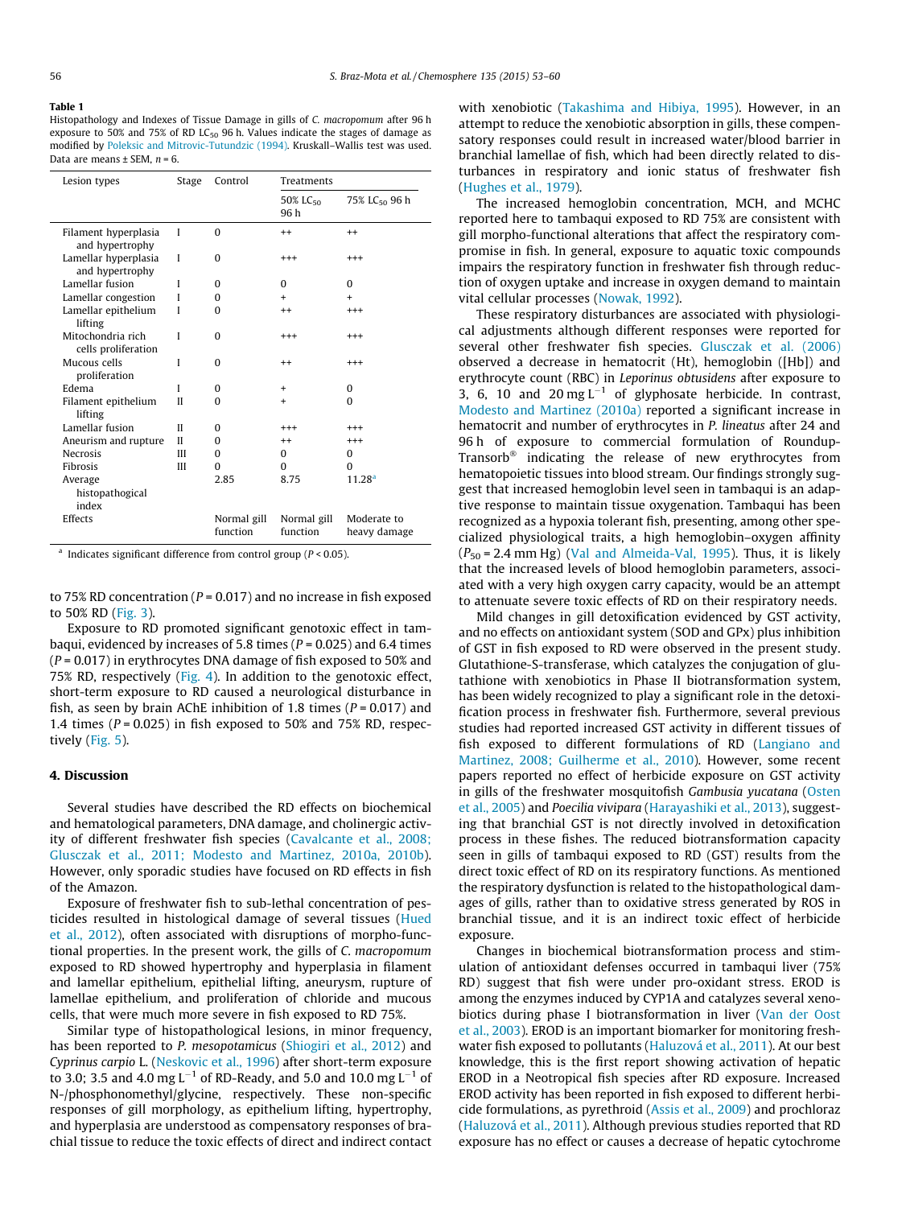**Table 1**
Histopathology and Indexes of Tissue Damage in gills of *C. macropomum* after 96 h exposure to 50% and 75% of RD $LC_{50}$ 96 h. Values indicate the stages of damage as modified by Poleksic and Mitrovic-Tutundzic (1994). Kruskall–Wallis test was used. Data are means ± SEM, $n = 6$.

| Lesion types | Stage | Control | Treatments | |
|---|---|---|---|---|
| | | | 50% $LC_{50}$ 96 h | 75% $LC_{50}$ 96 h |
| Filament hyperplasia and hypertrophy | I | 0 | ++ | ++ |
| Lamellar hyperplasia and hypertrophy | I | 0 | +++ | +++ |
| Lamellar fusion | I | 0 | 0 | 0 |
| Lamellar congestion | I | 0 | + | + |
| Lamellar epithelium lifting | I | 0 | ++ | +++ |
| Mitochondria rich cells proliferation | I | 0 | +++ | +++ |
| Mucous cells proliferation | I | 0 | ++ | +++ |
| Edema | I | 0 | + | 0 |
| Filament epithelium lifting | II | 0 | + | 0 |
| Lamellar fusion | II | 0 | +++ | +++ |
| Aneurism and rupture | II | 0 | ++ | +++ |
| Necrosis | III | 0 | 0 | 0 |
| Fibrosis | III | 0 | 0 | 0 |
| Average histopathological index | | 2.85 | 8.75 | 11.28[a] |
| Effects | | Normal gill function | Normal gill function | Moderate to heavy damage |

[a] Indicates significant difference from control group ($P < 0.05$).

to 75% RD concentration ($P = 0.017$) and no increase in fish exposed to 50% RD (Fig. 3).

Exposure to RD promoted significant genotoxic effect in tambaqui, evidenced by increases of 5.8 times ($P = 0.025$) and 6.4 times ($P = 0.017$) in erythrocytes DNA damage of fish exposed to 50% and 75% RD, respectively (Fig. 4). In addition to the genotoxic effect, short-term exposure to RD caused a neurological disturbance in fish, as seen by brain AChE inhibition of 1.8 times ($P = 0.017$) and 1.4 times ($P = 0.025$) in fish exposed to 50% and 75% RD, respectively (Fig. 5).

## 4. Discussion

Several studies have described the RD effects on biochemical and hematological parameters, DNA damage, and cholinergic activity of different freshwater fish species (Cavalcante et al., 2008; Glusczak et al., 2011; Modesto and Martinez, 2010a, 2010b). However, only sporadic studies have focused on RD effects in fish of the Amazon.

Exposure of freshwater fish to sub-lethal concentration of pesticides resulted in histological damage of several tissues (Hued et al., 2012), often associated with disruptions of morpho-functional properties. In the present work, the gills of *C. macropomum* exposed to RD showed hypertrophy and hyperplasia in filament and lamellar epithelium, epithelial lifting, aneurysm, rupture of lamellae epithelium, and proliferation of chloride and mucous cells, that were much more severe in fish exposed to RD 75%.

Similar type of histopathological lesions, in minor frequency, has been reported to *P. mesopotamicus* (Shiogiri et al., 2012) and *Cyprinus carpio* L. (Neskovic et al., 1996) after short-term exposure to 3.0; 3.5 and 4.0 mg $L^{-1}$ of RD-Ready, and 5.0 and 10.0 mg $L^{-1}$ of N-/phosphonomethyl/glycine, respectively. These non-specific responses of gill morphology, as epithelium lifting, hypertrophy, and hyperplasia are understood as compensatory responses of brachial tissue to reduce the toxic effects of direct and indirect contact with xenobiotic (Takashima and Hibiya, 1995). However, in an attempt to reduce the xenobiotic absorption in gills, these compensatory responses could result in increased water/blood barrier in branchial lamellae of fish, which had been directly related to disturbances in respiratory and ionic status of freshwater fish (Hughes et al., 1979).

The increased hemoglobin concentration, MCH, and MCHC reported here to tambaqui exposed to RD 75% are consistent with gill morpho-functional alterations that affect the respiratory compromise in fish. In general, exposure to aquatic toxic compounds impairs the respiratory function in freshwater fish through reduction of oxygen uptake and increase in oxygen demand to maintain vital cellular processes (Nowak, 1992).

These respiratory disturbances are associated with physiological adjustments although different responses were reported for several other freshwater fish species. Glusczak et al. (2006) observed a decrease in hematocrit (Ht), hemoglobin ([Hb]) and erythrocyte count (RBC) in *Leporinus obtusidens* after exposure to 3, 6, 10 and 20 mg $L^{-1}$ of glyphosate herbicide. In contrast, Modesto and Martinez (2010a) reported a significant increase in hematocrit and number of erythrocytes in *P. lineatus* after 24 and 96 h of exposure to commercial formulation of Roundup-Transorb® indicating the release of new erythrocytes from hematopoietic tissues into blood stream. Our findings strongly suggest that increased hemoglobin level seen in tambaqui is an adaptive response to maintain tissue oxygenation. Tambaqui has been recognized as a hypoxia tolerant fish, presenting, among other specialized physiological traits, a high hemoglobin–oxygen affinity ($P_{50}$ = 2.4 mm Hg) (Val and Almeida-Val, 1995). Thus, it is likely that the increased levels of blood hemoglobin parameters, associated with a very high oxygen carry capacity, would be an attempt to attenuate severe toxic effects of RD on their respiratory needs.

Mild changes in gill detoxification evidenced by GST activity, and no effects on antioxidant system (SOD and GPx) plus inhibition of GST in fish exposed to RD were observed in the present study. Glutathione-S-transferase, which catalyzes the conjugation of glutathione with xenobiotics in Phase II biotransformation system, has been widely recognized to play a significant role in the detoxification process in freshwater fish. Furthermore, several previous studies had reported increased GST activity in different tissues of fish exposed to different formulations of RD (Langiano and Martinez, 2008; Guilherme et al., 2010). However, some recent papers reported no effect of herbicide exposure on GST activity in gills of the freshwater mosquitofish *Gambusia yucatana* (Osten et al., 2005) and *Poecilia vivipara* (Harayashiki et al., 2013), suggesting that branchial GST is not directly involved in detoxification process in these fishes. The reduced biotransformation capacity seen in gills of tambaqui exposed to RD (GST) results from the direct toxic effect of RD on its respiratory functions. As mentioned the respiratory dysfunction is related to the histopathological damages of gills, rather than to oxidative stress generated by ROS in branchial tissue, and it is an indirect toxic effect of herbicide exposure.

Changes in biochemical biotransformation process and stimulation of antioxidant defenses occurred in tambaqui liver (75% RD) suggest that fish were under pro-oxidant stress. EROD is among the enzymes induced by CYP1A and catalyzes several xenobiotics during phase I biotransformation in liver (Van der Oost et al., 2003). EROD is an important biomarker for monitoring freshwater fish exposed to pollutants (Haluzová et al., 2011). At our best knowledge, this is the first report showing activation of hepatic EROD in a Neotropical fish species after RD exposure. Increased EROD activity has been reported in fish exposed to different herbicide formulations, as pyrethroid (Assis et al., 2009) and prochloraz (Haluzová et al., 2011). Although previous studies reported that RD exposure has no effect or causes a decrease of hepatic cytochrome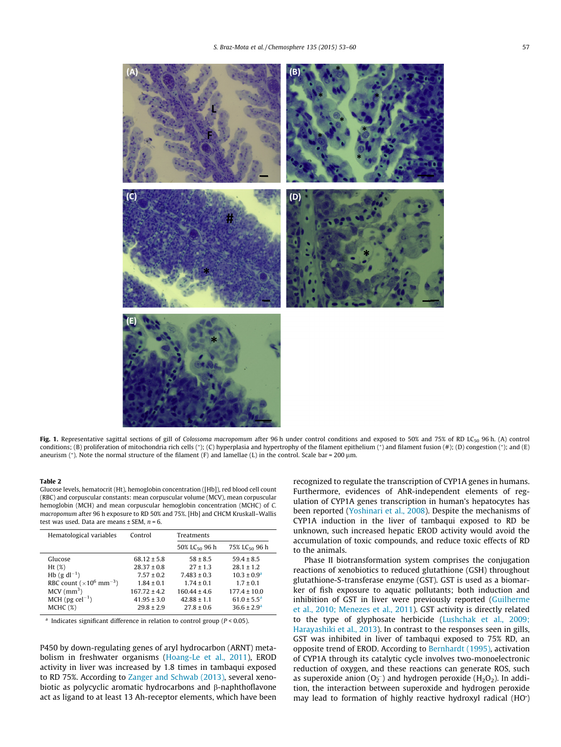**Fig. 1.** Representative sagittal sections of gill of *Colossoma macropomum* after 96 h under control conditions and exposed to 50% and 75% of RD $LC_{50}$ 96 h. (A) control conditions; (B) proliferation of mitochondria rich cells (*); (C) hyperplasia and hypertrophy of the filament epithelium (*) and filament fusion (#); (D) congestion (*); and (E) aneurism (*). Note the normal structure of the filament (F) and lamellae (L) in the control. Scale bar = 200 μm.

**Table 2**
Glucose levels, hematocrit (Ht), hemoglobin concentration ([Hb]), red blood cell count (RBC) and corpuscular constants: mean corpuscular volume (MCV), mean corpuscular hemoglobin (MCH) and mean corpuscular hemoglobin concentration (MCHC) of *C. macropomum* after 96 h exposure to RD 50% and 75%. [Hb] and CHCM Kruskall–Wallis test was used. Data are means ± SEM, $n = 6$.

| Hematological variables | Control | Treatments | |
|---|---|---|---|
| | | 50% $LC_{50}$ 96 h | 75% $LC_{50}$ 96 h |
| Glucose | 68.12 ± 5.8 | 58 ± 8.5 | 59.4 ± 8.5 |
| Ht (%) | 28.37 ± 0.8 | 27 ± 1.3 | 28.1 ± 1.2 |
| Hb (g $dl^{-1}$) | 7.57 ± 0.2 | 7.483 ± 0.3 | 10.3 ± 0.9[a] |
| RBC count ($\times 10^6$ $mm^{-3}$) | 1.84 ± 0.1 | 1.74 ± 0.1 | 1.7 ± 0.1 |
| MCV ($mm^3$) | 167.72 ± 4.2 | 160.44 ± 4.6 | 177.4 ± 10.0 |
| MCH (pg $cel^{-1}$) | 41.95 ± 3.0 | 42.88 ± 1.1 | 61.0 ± 5.5[a] |
| MCHC (%) | 29.8 ± 2.9 | 27.8 ± 0.6 | 36.6 ± 2.9[a] |

[a] Indicates significant difference in relation to control group ($P < 0.05$).

P450 by down-regulating genes of aryl hydrocarbon (ARNT) metabolism in freshwater organisms (Hoang-Le et al., 2011), EROD activity in liver was increased by 1.8 times in tambaqui exposed to RD 75%. According to Zanger and Schwab (2013), several xenobiotic as polycyclic aromatic hydrocarbons and β-naphthoflavone act as ligand to at least 13 Ah-receptor elements, which have been recognized to regulate the transcription of CYP1A genes in humans. Furthermore, evidences of AhR-independent elements of regulation of CYP1A genes transcription in human's hepatocytes has been reported (Yoshinari et al., 2008). Despite the mechanisms of CYP1A induction in the liver of tambaqui exposed to RD be unknown, such increased hepatic EROD activity would avoid the accumulation of toxic compounds, and reduce toxic effects of RD to the animals.

Phase II biotransformation system comprises the conjugation reactions of xenobiotics to reduced glutathione (GSH) throughout glutathione-S-transferase enzyme (GST). GST is used as a biomarker of fish exposure to aquatic pollutants; both induction and inhibition of GST in liver were previously reported (Guilherme et al., 2010; Menezes et al., 2011). GST activity is directly related to the type of glyphosate herbicide (Lushchak et al., 2009; Harayashiki et al., 2013). In contrast to the responses seen in gills, GST was inhibited in liver of tambaqui exposed to 75% RD, an opposite trend of EROD. According to Bernhardt (1995), activation of CYP1A through its catalytic cycle involves two-monoelectronic reduction of oxygen, and these reactions can generate ROS, such as superoxide anion ($O_2^{-}$) and hydrogen peroxide ($H_2O_2$). In addition, the interaction between superoxide and hydrogen peroxide may lead to formation of highly reactive hydroxyl radical ($HO^{\cdot}$)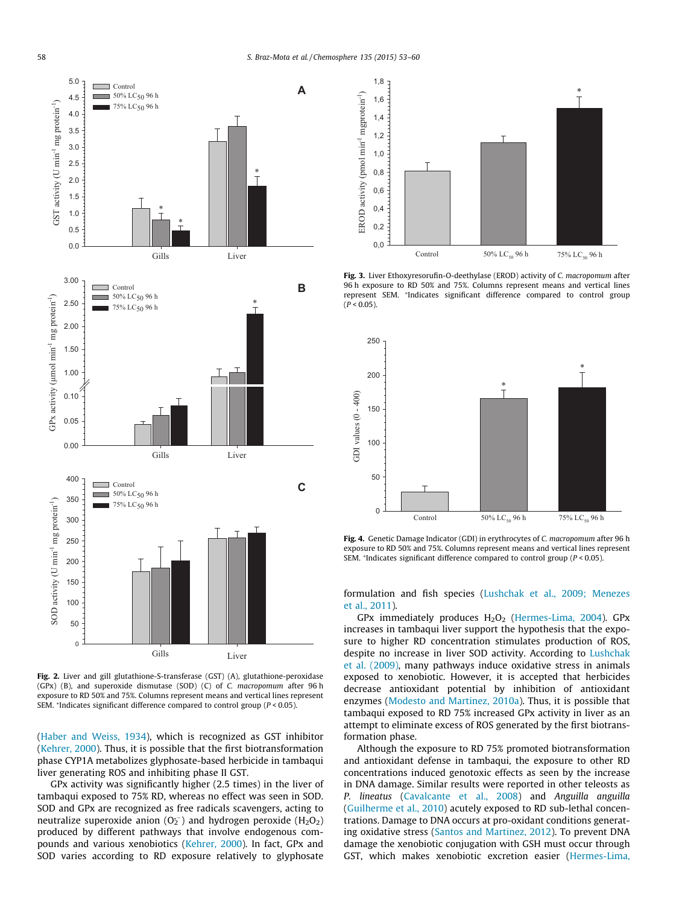Fig. 2. Liver and gill glutathione-S-transferase (GST) (A), glutathione-peroxidase (GPx) (B), and superoxide dismutase (SOD) (C) of *C. macropomum* after 96 h exposure to RD 50% and 75%. Columns represent means and vertical lines represent SEM. *Indicates significant difference compared to control group ($P < 0.05$).

(Haber and Weiss, 1934), which is recognized as GST inhibitor (Kehrer, 2000). Thus, it is possible that the first biotransformation phase CYP1A metabolizes glyphosate-based herbicide in tambaqui liver generating ROS and inhibiting phase II GST.

GPx activity was significantly higher (2.5 times) in the liver of tambaqui exposed to 75% RD, whereas no effect was seen in SOD. SOD and GPx are recognized as free radicals scavengers, acting to neutralize superoxide anion ($O_2^-$) and hydrogen peroxide ($H_2O_2$) produced by different pathways that involve endogenous compounds and various xenobiotics (Kehrer, 2000). In fact, GPx and SOD varies according to RD exposure relatively to glyphosate formulation and fish species (Lushchak et al., 2009; Menezes et al., 2011).

Fig. 3. Liver Ethoxyresorufin-O-deethylase (EROD) activity of *C. macropomum* after 96 h exposure to RD 50% and 75%. Columns represent means and vertical lines represent SEM. *Indicates significant difference compared to control group ($P < 0.05$).

Fig. 4. Genetic Damage Indicator (GDI) in erythrocytes of *C. macropomum* after 96 h exposure to RD 50% and 75%. Columns represent means and vertical lines represent SEM. *Indicates significant difference compared to control group ($P < 0.05$).

GPx immediately produces $H_2O_2$ (Hermes-Lima, 2004). GPx increases in tambaqui liver support the hypothesis that the exposure to higher RD concentration stimulates production of ROS, despite no increase in liver SOD activity. According to Lushchak et al. (2009), many pathways induce oxidative stress in animals exposed to xenobiotic. However, it is accepted that herbicides decrease antioxidant potential by inhibition of antioxidant enzymes (Modesto and Martinez, 2010a). Thus, it is possible that tambaqui exposed to RD 75% increased GPx activity in liver as an attempt to eliminate excess of ROS generated by the first biotransformation phase.

Although the exposure to RD 75% promoted biotransformation and antioxidant defense in tambaqui, the exposure to other RD concentrations induced genotoxic effects as seen by the increase in DNA damage. Similar results were reported in other teleosts as *P. lineatus* (Cavalcante et al., 2008) and *Anguilla anguilla* (Guilherme et al., 2010) acutely exposed to RD sub-lethal concentrations. Damage to DNA occurs at pro-oxidant conditions generating oxidative stress (Santos and Martinez, 2012). To prevent DNA damage the xenobiotic conjugation with GSH must occur through GST, which makes xenobiotic excretion easier (Hermes-Lima,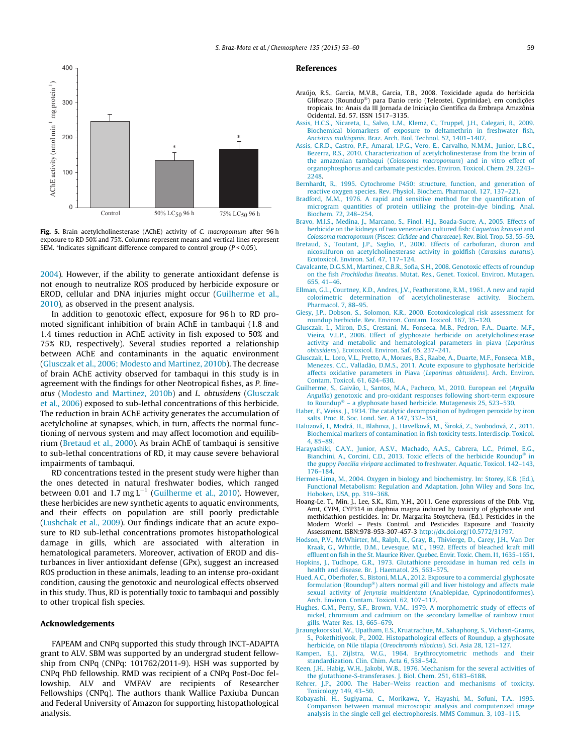Fig. 5. Brain acetylcholinesterase (AChE) activity of *C. macropomum* after 96 h exposure to RD 50% and 75%. Columns represent means and vertical lines represent SEM. *Indicates significant difference compared to control group ($P < 0.05$).

2004). However, if the ability to generate antioxidant defense is not enough to neutralize ROS produced by herbicide exposure or EROD, cellular and DNA injuries might occur (Guilherme et al., 2010), as observed in the present analysis.

In addition to genotoxic effect, exposure for 96 h to RD promoted significant inhibition of brain AChE in tambaqui (1.8 and 1.4 times reduction in AChE activity in fish exposed to 50% and 75% RD, respectively). Several studies reported a relationship between AChE and contaminants in the aquatic environment (Glusczak et al., 2006; Modesto and Martinez, 2010b). The decrease of brain AChE activity observed for tambaqui in this study is in agreement with the findings for other Neotropical fishes, as *P. lineatus* (Modesto and Martinez, 2010b) and *L. obtusidens* (Glusczak et al., 2006) exposed to sub-lethal concentrations of this herbicide. The reduction in brain AChE activity generates the accumulation of acetylcholine at synapses, which, in turn, affects the normal functioning of nervous system and may affect locomotion and equilibrium (Bretaud et al., 2000). As brain AChE of tambaqui is sensitive to sub-lethal concentrations of RD, it may cause severe behavioral impairments of tambaqui.

RD concentrations tested in the present study were higher than the ones detected in natural freshwater bodies, which ranged between 0.01 and 1.7 mg $L^{-1}$ (Guilherme et al., 2010). However, these herbicides are new synthetic agents to aquatic environments, and their effects on population are still poorly predictable (Lushchak et al., 2009). Our findings indicate that an acute exposure to RD sub-lethal concentrations promotes histopathological damage in gills, which are associated with alteration in hematological parameters. Moreover, activation of EROD and disturbances in liver antioxidant defense (GPx), suggest an increased ROS production in these animals, leading to an intense pro-oxidant condition, causing the genotoxic and neurological effects observed in this study. Thus, RD is potentially toxic to tambaqui and possibly to other tropical fish species.

## Acknowledgements

FAPEAM and CNPq supported this study through INCT-ADAPTA grant to ALV. SBM was supported by an undergrad student fellowship from CNPq (CNPq: 101762/2011-9). HSH was supported by CNPq PhD fellowship. RMD was recipient of a CNPq Post-Doc fellowship. ALV and VMFAV are recipients of Researcher Fellowships (CNPq). The authors thank Wallice Paxiuba Duncan and Federal University of Amazon for supporting histopathological analysis.

## References

Araújo, R.S., Garcia, M.V.B., Garcia, T.B., 2008. Toxicidade aguda do herbicida Glifosato (Roundup®) para Danio rerio (Teleostei, Cyprinidae), em condições tropicais. In: Anais da III Jornada de Iniciação Científica da Embrapa Amazônia Ocidental. Ed. 57. ISSN 1517–3135.

Assis, H.C.S., Nicareta, L., Salvo, L.M., Klemz, C., Truppel, J.H., Calegari, R., 2009. Biochemical biomarkers of exposure to deltamethrin in freshwater fish, *Ancistrus multispinis*. Braz. Arch. Biol. Technol. 52, 1401–1407.

Assis, C.R.D., Castro, P.F., Amaral, I.P.G., Vero, E., Carvalho, N.M.M., Junior, L.B.C., Bezerra, R.S., 2010. Characterization of acetylcholinesterase from the brain of the amazonian tambaqui (*Colossoma macropomum*) and in vitro effect of organophosphorus and carbamate pesticides. Environ. Toxicol. Chem. 29, 2243–2248.

Bernhardt, R., 1995. Cytochrome P450: structure, function, and generation of reactive oxygen species. Rev. Physiol. Biochem. Pharmacol. 127, 137–221.

Bradford, M.M., 1976. A rapid and sensitive method for the quantification of microgram quantities of protein utilizing the protein-dye binding. Anal. Biochem. 72, 248–254.

Bravo, M.I.S., Medina, J., Marcano, S., Finol, H.J., Boada-Sucre, A., 2005. Effects of herbicide on the kidneys of two venezuelan cultured fish: *Caquetaia kraussii* and *Colossoma macropomum* (Pisces: *Ciclidae* and *Characeae*). Rev. Biol. Trop. 53, 55–59.

Bretaud, S., Toutant, J.P., Saglio, P., 2000. Effects of carbofuran, diuron and nicosulfuron on acetylcholinesterase activity in goldfish (*Carassius auratus*). Ecotoxicol. Environ. Saf. 47, 117–124.

Cavalcante, D.G.S.M., Martinez, C.B.R., Sofia, S.H., 2008. Genotoxic effects of roundup on the fish *Prochilodus lineatus*. Mutat. Res., Genet. Toxicol. Environ. Mutagen. 655, 41–46.

Ellman, G.L., Courtney, K.D., Andres, J.V., Featherstone, R.M., 1961. A new and rapid colorimetric determination of acetylcholinesterase activity. Biochem. Pharmacol. 7, 88–95.

Giesy, J.P., Dobson, S., Solomon, K.R., 2000. Ecotoxicological risk assessment for roundup herbicide. Rev. Environ. Contam. Toxicol. 167, 35–120.

Glusczak, L., Miron, D.S., Crestani, M., Fonseca, M.B., Pedron, F.A., Duarte, M.F., Vieira, V.L.P., 2006. Effect of glyphosate herbicide on acetylcholinesterase activity and metabolic and hematological parameters in piava (*Leporinus obtusidens*). Ecotoxicol. Environ. Saf. 65, 237–241.

Glusczak, L., Loro, V.L., Pretto, A., Moraes, B.S., Raabe, A., Duarte, M.F., Fonseca, M.B., Menezes, C.C., Valladão, D.M.S., 2011. Acute exposure to glyphosate herbicide affects oxidative parameters in Piava (*Leporinus obtusidens*). Arch. Environ. Contam. Toxicol. 61, 624–630.

Guilherme, S., Gaivão, I., Santos, M.A., Pacheco, M., 2010. European eel (*Anguilla Anguilla*) genotoxic and pro-oxidant responses following short-term exposure to Roundup® – a glyphosate based herbicide. Mutagenesis 25, 523–530.

Haber, F., Weiss, J., 1934. The catalytic decomposition of hydrogen peroxide by iron salts. Proc. R. Soc. Lond. Ser. A 147, 332–351.

Haluzová, I., Modrá, H., Blahova, J., Havelková, M., Široká, Z., Svobodová, Z., 2011. Biochemical markers of contamination in fish toxicity tests. Interdiscip. Toxicol. 4, 85–89.

Harayashiki, C.A.Y., Junior, A.S.V., Machado, A.A.S., Cabrera, L.C., Primel, E.G., Bianchini, A., Corcini, C.D., 2013. Toxic effects of the herbicide Roundup® in the guppy *Poecilia vivipara* acclimated to freshwater. Aquatic. Toxicol. 142–143, 176–184.

Hermes-Lima, M., 2004. Oxygen in biology and biochemistry. In: Storey, K.B. (Ed.), Functional Metabolism: Regulation and Adaptation. John Wiley and Sons Inc, Hoboken, USA, pp. 319–368.

Hoang-Le, T., Min, J., Lee, S.K., Kim, Y.H., 2011. Gene expressions of the Dhb, Vtg, Arnt, CYP4, CYP314 in daphnia magna induced by toxicity of glyphosate and methidathion pesticides. In: Dr. Margarita Stoytcheva, (Ed.). Pesticides in the Modern World – Pests Control and Pesticides Exposure and Toxicity Assessment. ISBN:978-953-307-457-3 http://dx.doi.org/10.5772/31797.

Hodson, P.V., McWhirter, M., Ralph, K., Gray, B., Thivierge, D., Carey, J.H., Van Der Kraak, G., Whittle, D.M., Levesque, M.C., 1992. Effects of bleached kraft mill effluent on fish in the St. Maurice River. Quebec. Envir. Toxic. Chem. I1, 1635–1651.

Hopkins, J., Tudhope, G.R., 1973. Glutathione peroxidase in human red cells in health and disease. Br. J. Haematol. 25, 563–575.

Hued, A.C., Oberhofer, S., Bistoni, M.L.A., 2012. Exposure to a commercial glyphosate formulation (Roundup®) alters normal gill and liver histology and affects male sexual activity of *Jenynsia multidentata* (Anablepidae, Cyprinodontiformes). Arch. Environ. Contam. Toxicol. 62, 107–117.

Hughes, G.M., Perry, S.F., Brown, V.M., 1979. A morphometric study of effects of nickel, chromium and cadmium on the secondary lamellae of rainbow trout gills. Water Res. 13, 665–679.

Jiraungkoorskul, W., Upatham, E.S., Kruatrachue, M., Sahaphong, S., Vichasri-Grams, S., Pokethitiyook, P., 2002. Histopathological effects of Roundup, a glyphosate herbicide, on Nile tilapia (*Oreochromis niloticus*). Sci. Asia 28, 121–127.

Kampen, E.J., Zijlstra, W.G., 1964. Erythrocytometric methods and their standardization. Clin. Chim. Acta 6, 538–542.

Keen, J.H., Habig, W.H., Jakobi, W.B., 1976. Mechanism for the several activities of the glutathione-S-transferases. J. Biol. Chem. 251, 6183–6188.

Kehrer, J.P., 2000. The Haber–Weiss reaction and mechanisms of toxicity. Toxicology 149, 43–50.

Kobayashi, H., Sugiyama, C., Morikawa, Y., Hayashi, M., Sofuni, T.A., 1995. Comparison between manual microscopic analysis and computerized image analysis in the single cell gel electrophoresis. MMS Commun. 3, 103–115.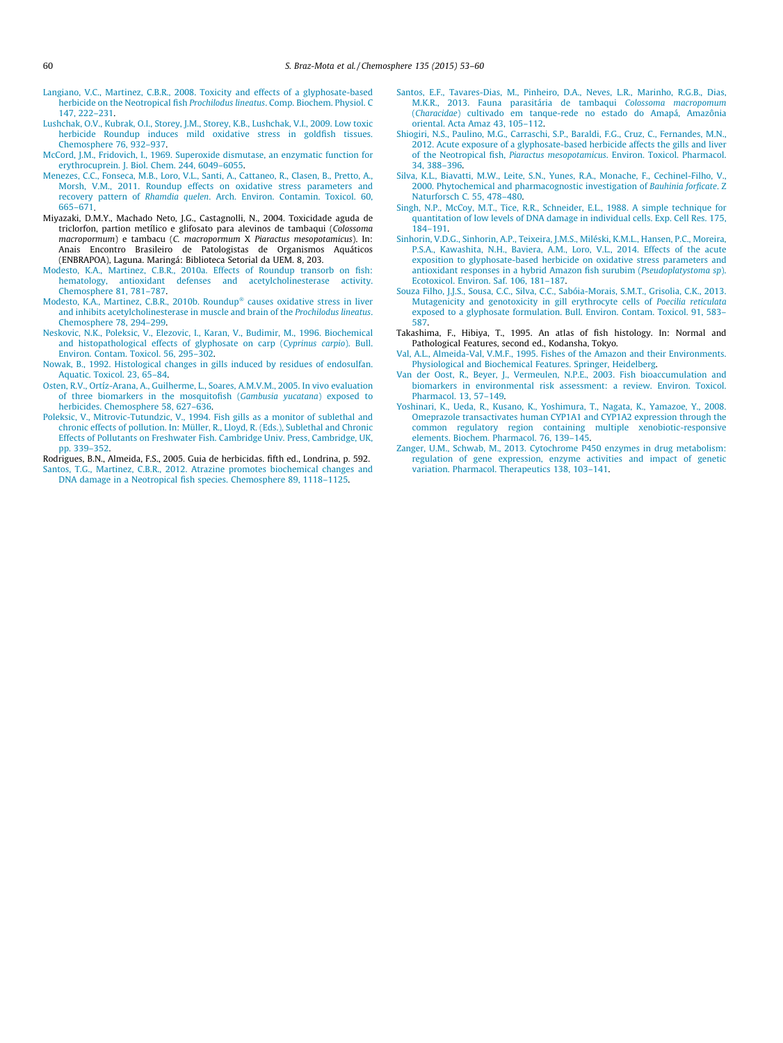Langiano, V.C., Martinez, C.B.R., 2008. Toxicity and effects of a glyphosate-based herbicide on the Neotropical fish *Prochilodus lineatus*. Comp. Biochem. Physiol. C 147, 222–231.

Lushchak, O.V., Kubrak, O.I., Storey, J.M., Storey, K.B., Lushchak, V.I., 2009. Low toxic herbicide Roundup induces mild oxidative stress in goldfish tissues. Chemosphere 76, 932–937.

McCord, J.M., Fridovich, I., 1969. Superoxide dismutase, an enzymatic function for erythrocuprein. J. Biol. Chem. 244, 6049–6055.

Menezes, C.C., Fonseca, M.B., Loro, V.L., Santi, A., Cattaneo, R., Clasen, B., Pretto, A., Morsh, V.M., 2011. Roundup effects on oxidative stress parameters and recovery pattern of *Rhamdia quelen*. Arch. Environ. Contamin. Toxicol. 60, 665–671.

Miyazaki, D.M.Y., Machado Neto, J.G., Castagnolli, N., 2004. Toxicidade aguda de triclorfon, partion metílico e glifosato para alevinos de tambaqui (*Colossoma macropormum*) e tambacu (*C. macropormum* X *Piaractus mesopotamicus*). In: Anais Encontro Brasileiro de Patologistas de Organismos Aquáticos (ENBRAPOA), Laguna. Maringá: Biblioteca Setorial da UEM. 8, 203.

Modesto, K.A., Martinez, C.B.R., 2010a. Effects of Roundup transorb on fish: hematology, antioxidant defenses and acetylcholinesterase activity. Chemosphere 81, 781–787.

Modesto, K.A., Martinez, C.B.R., 2010b. Roundup® causes oxidative stress in liver and inhibits acetylcholinesterase in muscle and brain of the *Prochilodus lineatus*. Chemosphere 78, 294–299.

Neskovic, N.K., Poleksic, V., Elezovic, I., Karan, V., Budimir, M., 1996. Biochemical and histopathological effects of glyphosate on carp (*Cyprinus carpio*). Bull. Environ. Contam. Toxicol. 56, 295–302.

Nowak, B., 1992. Histological changes in gills induced by residues of endosulfan. Aquatic. Toxicol. 23, 65–84.

Osten, R.V., Ortíz-Arana, A., Guilherme, L., Soares, A.M.V.M., 2005. In vivo evaluation of three biomarkers in the mosquitofish (*Gambusia yucatana*) exposed to herbicides. Chemosphere 58, 627–636.

Poleksic, V., Mitrovic-Tutundzic, V., 1994. Fish gills as a monitor of sublethal and chronic effects of pollution. In: Müller, R., Lloyd, R. (Eds.), Sublethal and Chronic Effects of Pollutants on Freshwater Fish. Cambridge Univ. Press, Cambridge, UK, pp. 339–352.

Rodrigues, B.N., Almeida, F.S., 2005. Guia de herbicidas. fifth ed., Londrina, p. 592.

Santos, T.G., Martinez, C.B.R., 2012. Atrazine promotes biochemical changes and DNA damage in a Neotropical fish species. Chemosphere 89, 1118–1125.

Santos, E.F., Tavares-Dias, M., Pinheiro, D.A., Neves, L.R., Marinho, R.G.B., Dias, M.K.R., 2013. Fauna parasitária de tambaqui *Colossoma macropomum* (*Characidae*) cultivado em tanque-rede no estado do Amapá, Amazônia oriental. Acta Amaz 43, 105–112.

Shiogiri, N.S., Paulino, M.G., Carraschi, S.P., Baraldi, F.G., Cruz, C., Fernandes, M.N., 2012. Acute exposure of a glyphosate-based herbicide affects the gills and liver of the Neotropical fish, *Piaractus mesopotamicus*. Environ. Toxicol. Pharmacol. 34, 388–396.

Silva, K.L., Biavatti, M.W., Leite, S.N., Yunes, R.A., Monache, F., Cechinel-Filho, V., 2000. Phytochemical and pharmacognostic investigation of *Bauhinia forficate*. Z Naturforsch C. 55, 478–480.

Singh, N.P., McCoy, M.T., Tice, R.R., Schneider, E.L., 1988. A simple technique for quantitation of low levels of DNA damage in individual cells. Exp. Cell Res. 175, 184–191.

Sinhorin, V.D.G., Sinhorin, A.P., Teixeira, J.M.S., Miléski, K.M.L., Hansen, P.C., Moreira, P.S.A., Kawashita, N.H., Baviera, A.M., Loro, V.L., 2014. Effects of the acute exposition to glyphosate-based herbicide on oxidative stress parameters and antioxidant responses in a hybrid Amazon fish surubim (*Pseudoplatystoma sp*). Ecotoxicol. Environ. Saf. 106, 181–187.

Souza Filho, J.J.S., Sousa, C.C., Silva, C.C., Sabóia-Morais, S.M.T., Grisolia, C.K., 2013. Mutagenicity and genotoxicity in gill erythrocyte cells of *Poecilia reticulata* exposed to a glyphosate formulation. Bull. Environ. Contam. Toxicol. 91, 583–587.

Takashima, F., Hibiya, T., 1995. An atlas of fish histology. In: Normal and Pathological Features, second ed., Kodansha, Tokyo.

Val, A.L., Almeida-Val, V.M.F., 1995. Fishes of the Amazon and their Environments. Physiological and Biochemical Features. Springer, Heidelberg.

Van der Oost, R., Beyer, J., Vermeulen, N.P.E., 2003. Fish bioaccumulation and biomarkers in environmental risk assessment: a review. Environ. Toxicol. Pharmacol. 13, 57–149.

Yoshinari, K., Ueda, R., Kusano, K., Yoshimura, T., Nagata, K., Yamazoe, Y., 2008. Omeprazole transactivates human CYP1A1 and CYP1A2 expression through the common regulatory region containing multiple xenobiotic-responsive elements. Biochem. Pharmacol. 76, 139–145.

Zanger, U.M., Schwab, M., 2013. Cytochrome P450 enzymes in drug metabolism: regulation of gene expression, enzyme activities and impact of genetic variation. Pharmacol. Therapeutics 138, 103–141.